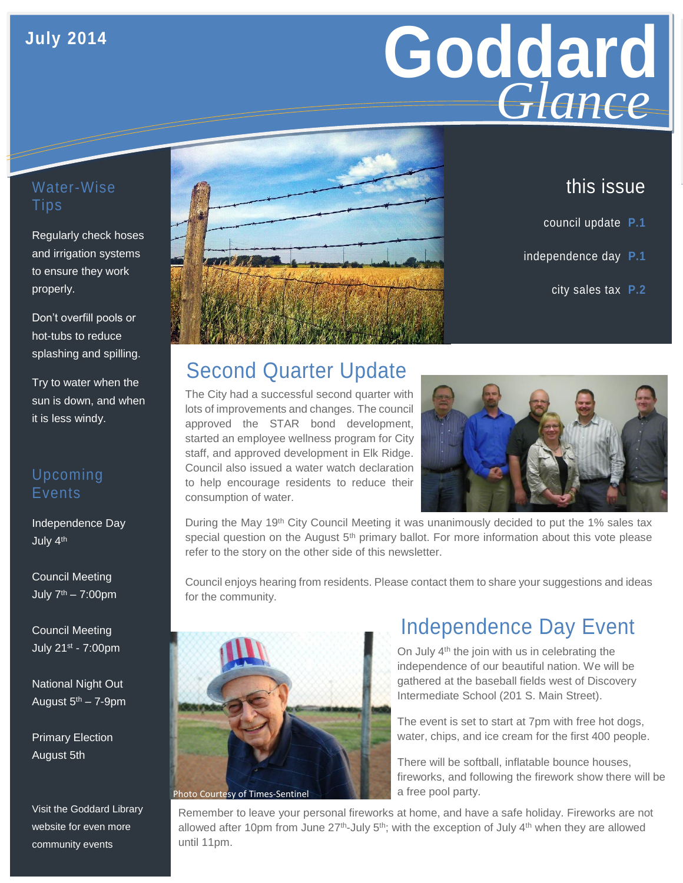July 2014

# Goddard *Glance*

## this issue

council update P.1

independence day P.1

city sales tax P.2

## Water-Wise Tips

Regularly check hoses and irrigation systems to ensure they work properly.

Don't overfill pools or hot-tubs to reduce splashing and spilling.

Try to water when the sun is down, and when it is less windy.

## Upcoming Events

Independence Day
July 4th

Council Meeting
July 7th – 7:00pm

Council Meeting
July 21st - 7:00pm

National Night Out
August 5th – 7-9pm

Primary Election
August 5th

Visit the Goddard Library website for even more community events

## Second Quarter Update

The City had a successful second quarter with lots of improvements and changes. The council approved the STAR bond development, started an employee wellness program for City staff, and approved development in Elk Ridge. Council also issued a water watch declaration to help encourage residents to reduce their consumption of water.

During the May 19th City Council Meeting it was unanimously decided to put the 1% sales tax special question on the August 5th primary ballot. For more information about this vote please refer to the story on the other side of this newsletter.

Council enjoys hearing from residents. Please contact them to share your suggestions and ideas for the community.

Photo Courtesy of Times-Sentinel

## Independence Day Event

On July 4th the join with us in celebrating the independence of our beautiful nation. We will be gathered at the baseball fields west of Discovery Intermediate School (201 S. Main Street).

The event is set to start at 7pm with free hot dogs, water, chips, and ice cream for the first 400 people.

There will be softball, inflatable bounce houses, fireworks, and following the firework show there will be a free pool party.

Remember to leave your personal fireworks at home, and have a safe holiday. Fireworks are not allowed after 10pm from June 27th-July 5th; with the exception of July 4th when they are allowed until 11pm.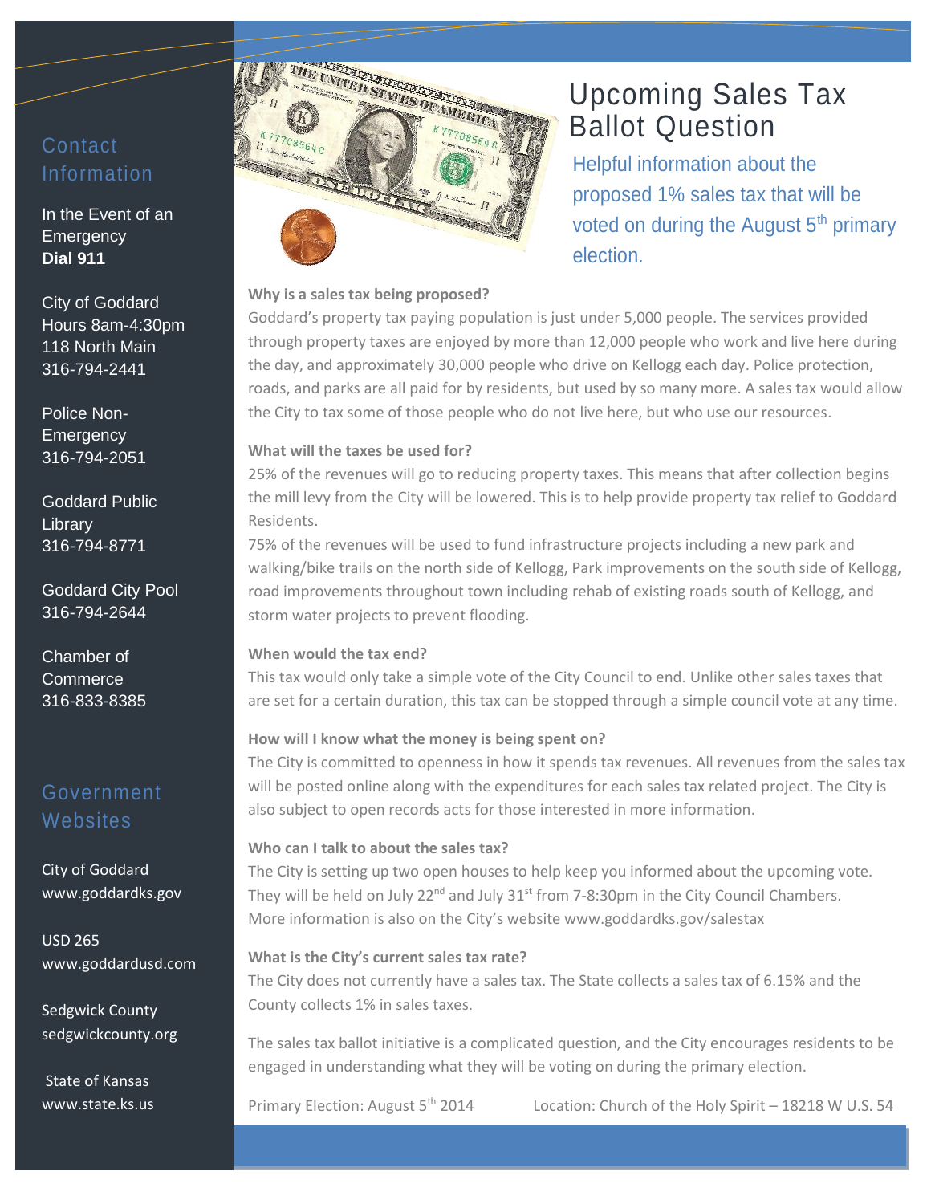# Upcoming Sales Tax Ballot Question

Helpful information about the proposed 1% sales tax that will be voted on during the August 5th primary election.

**Why is a sales tax being proposed?**

Goddard's property tax paying population is just under 5,000 people. The services provided through property taxes are enjoyed by more than 12,000 people who work and live here during the day, and approximately 30,000 people who drive on Kellogg each day. Police protection, roads, and parks are all paid for by residents, but used by so many more. A sales tax would allow the City to tax some of those people who do not live here, but who use our resources.

**What will the taxes be used for?**

25% of the revenues will go to reducing property taxes. This means that after collection begins the mill levy from the City will be lowered. This is to help provide property tax relief to Goddard Residents.

75% of the revenues will be used to fund infrastructure projects including a new park and walking/bike trails on the north side of Kellogg, Park improvements on the south side of Kellogg, road improvements throughout town including rehab of existing roads south of Kellogg, and storm water projects to prevent flooding.

**When would the tax end?**

This tax would only take a simple vote of the City Council to end. Unlike other sales taxes that are set for a certain duration, this tax can be stopped through a simple council vote at any time.

**How will I know what the money is being spent on?**

The City is committed to openness in how it spends tax revenues. All revenues from the sales tax will be posted online along with the expenditures for each sales tax related project. The City is also subject to open records acts for those interested in more information.

**Who can I talk to about the sales tax?**

The City is setting up two open houses to help keep you informed about the upcoming vote. They will be held on July 22nd and July 31st from 7-8:30pm in the City Council Chambers. More information is also on the City's website www.goddardks.gov/salestax

**What is the City's current sales tax rate?**

The City does not currently have a sales tax. The State collects a sales tax of 6.15% and the County collects 1% in sales taxes.

The sales tax ballot initiative is a complicated question, and the City encourages residents to be engaged in understanding what they will be voting on during the primary election.

Primary Election: August 5th 2014 Location: Church of the Holy Spirit – 18218 W U.S. 54

## Contact Information

In the Event of an Emergency
**Dial 911**

City of Goddard
Hours 8am-4:30pm
118 North Main
316-794-2441

Police Non-Emergency
316-794-2051

Goddard Public Library
316-794-8771

Goddard City Pool
316-794-2644

Chamber of Commerce
316-833-8385

## Government Websites

City of Goddard
www.goddardks.gov

USD 265
www.goddardusd.com

Sedgwick County
sedgwickcounty.org

State of Kansas
www.state.ks.us